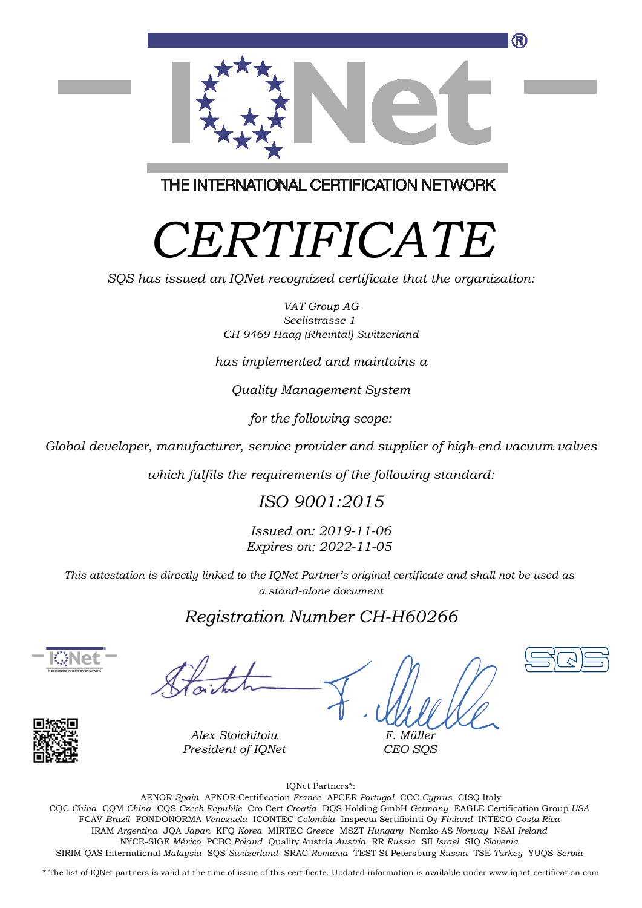THE INTERNATIONAL CERTIFICATION NETWORK

# *CERTIFICATE*

*SQS has issued an IQNet recognized certificate that the organization:*

*VAT Group AG*
*Seelistrasse 1*
*CH-9469 Haag (Rheintal) Switzerland*

*has implemented and maintains a*

*Quality Management System*

*for the following scope:*

*Global developer, manufacturer, service provider and supplier of high-end vacuum valves*

*which fulfils the requirements of the following standard:*

## *ISO 9001:2015*

*Issued on: 2019-11-06*
*Expires on: 2022-11-05*

*This attestation is directly linked to the IQNet Partner's original certificate and shall not be used as a stand-alone document*

## *Registration Number CH-H60266*

*Alex Stoichitoiu*
*President of IQNet*

*F. Müller*
*CEO SQS*

IQNet Partners*:

AENOR *Spain* AFNOR Certification *France* APCER *Portugal* CCC *Cyprus* CISQ Italy
CQC *China* CQM *China* CQS *Czech Republic* Cro Cert *Croatia* DQS Holding GmbH *Germany* EAGLE Certification Group *USA*
FCAV *Brazil* FONDONORMA *Venezuela* ICONTEC *Colombia* Inspecta Sertifiointi Oy *Finland* INTECO *Costa Rica*
IRAM *Argentina* JQA *Japan* KFQ *Korea* MIRTEC *Greece* MSZT *Hungary* Nemko AS *Norway* NSAI *Ireland*
NYCE-SIGE *México* PCBC *Poland* Quality Austria *Austria* RR *Russia* SII *Israel* SIQ *Slovenia*
SIRIM QAS International *Malaysia* SQS *Switzerland* SRAC *Romania* TEST St Petersburg *Russia* TSE *Turkey* YUQS *Serbia*

* The list of IQNet partners is valid at the time of issue of this certificate. Updated information is available under www.iqnet-certification.com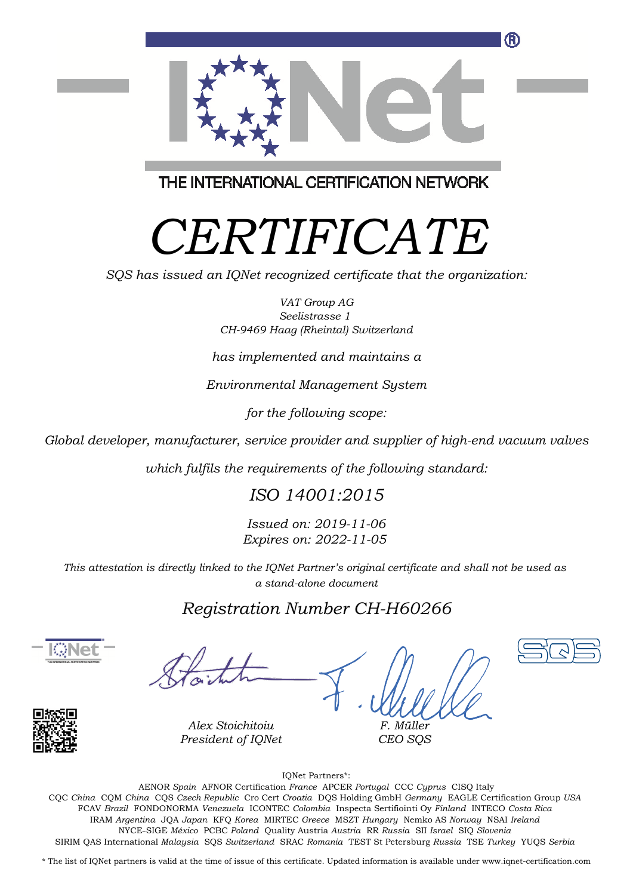THE INTERNATIONAL CERTIFICATION NETWORK

# *CERTIFICATE*

*SQS has issued an IQNet recognized certificate that the organization:*

*VAT Group AG*
*Seelistrasse 1*
*CH-9469 Haag (Rheintal) Switzerland*

*has implemented and maintains a*

*Environmental Management System*

*for the following scope:*

*Global developer, manufacturer, service provider and supplier of high-end vacuum valves*

*which fulfils the requirements of the following standard:*

## *ISO 14001:2015*

*Issued on: 2019-11-06*
*Expires on: 2022-11-05*

*This attestation is directly linked to the IQNet Partner's original certificate and shall not be used as a stand-alone document*

## *Registration Number CH-H60266*

*Alex Stoichitoiu*
*President of IQNet*

*F. Müller*
*CEO SQS*

IQNet Partners*:

AENOR *Spain* AFNOR Certification *France* APCER *Portugal* CCC *Cyprus* CISQ Italy
CQC *China* CQM *China* CQS *Czech Republic* Cro Cert *Croatia* DQS Holding GmbH *Germany* EAGLE Certification Group *USA*
FCAV *Brazil* FONDONORMA *Venezuela* ICONTEC *Colombia* Inspecta Sertifiointi Oy *Finland* INTECO *Costa Rica*
IRAM *Argentina* JQA *Japan* KFQ *Korea* MIRTEC *Greece* MSZT *Hungary* Nemko AS *Norway* NSAI *Ireland*
NYCE-SIGE *México* PCBC *Poland* Quality Austria *Austria* RR *Russia* SII *Israel* SIQ *Slovenia*
SIRIM QAS International *Malaysia* SQS *Switzerland* SRAC *Romania* TEST St Petersburg *Russia* TSE *Turkey* YUQS *Serbia*

* The list of IQNet partners is valid at the time of issue of this certificate. Updated information is available under www.iqnet-certification.com